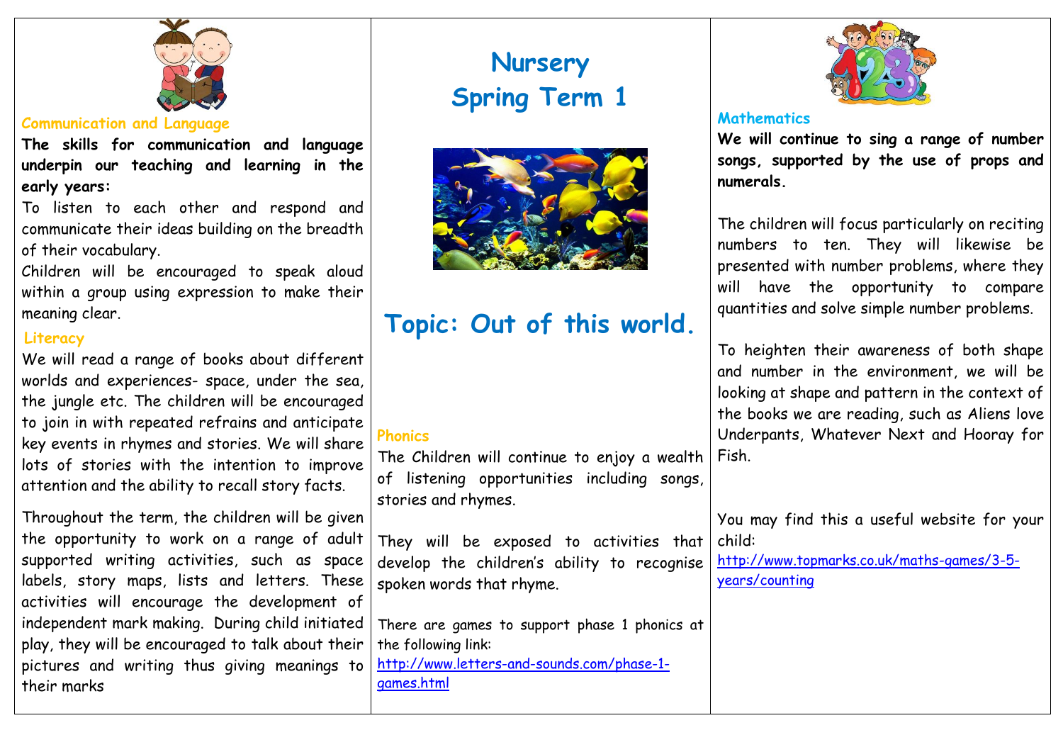# Nursery
# Spring Term 1

## Topic: Out of this world.

### Communication and Language

**The skills for communication and language underpin our teaching and learning in the early years:**

To listen to each other and respond and communicate their ideas building on the breadth of their vocabulary.

Children will be encouraged to speak aloud within a group using expression to make their meaning clear.

### Literacy

We will read a range of books about different worlds and experiences- space, under the sea, the jungle etc. The children will be encouraged to join in with repeated refrains and anticipate key events in rhymes and stories. We will share lots of stories with the intention to improve attention and the ability to recall story facts.

Throughout the term, the children will be given the opportunity to work on a range of adult supported writing activities, such as space labels, story maps, lists and letters. These activities will encourage the development of independent mark making. During child initiated play, they will be encouraged to talk about their pictures and writing thus giving meanings to their marks

### Phonics

The Children will continue to enjoy a wealth of listening opportunities including songs, stories and rhymes.

They will be exposed to activities that develop the children's ability to recognise spoken words that rhyme.

There are games to support phase 1 phonics at the following link:
http://www.letters-and-sounds.com/phase-1-games.html

### Mathematics

**We will continue to sing a range of number songs, supported by the use of props and numerals.**

The children will focus particularly on reciting numbers to ten. They will likewise be presented with number problems, where they will have the opportunity to compare quantities and solve simple number problems.

To heighten their awareness of both shape and number in the environment, we will be looking at shape and pattern in the context of the books we are reading, such as Aliens love Underpants, Whatever Next and Hooray for Fish.

You may find this a useful website for your child:
http://www.topmarks.co.uk/maths-games/3-5-years/counting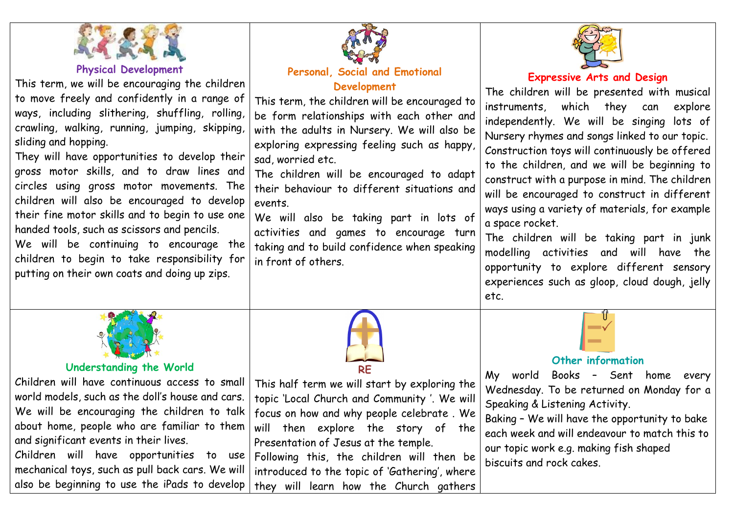## Physical Development

This term, we will be encouraging the children to move freely and confidently in a range of ways, including slithering, shuffling, rolling, crawling, walking, running, jumping, skipping, sliding and hopping.

They will have opportunities to develop their gross motor skills, and to draw lines and circles using gross motor movements. The children will also be encouraged to develop their fine motor skills and to begin to use one handed tools, such as scissors and pencils.

We will be continuing to encourage the children to begin to take responsibility for putting on their own coats and doing up zips.

## Personal, Social and Emotional Development

This term, the children will be encouraged to be form relationships with each other and with the adults in Nursery. We will also be exploring expressing feeling such as happy, sad, worried etc.

The children will be encouraged to adapt their behaviour to different situations and events.

We will also be taking part in lots of activities and games to encourage turn taking and to build confidence when speaking in front of others.

## Expressive Arts and Design

The children will be presented with musical instruments, which they can explore independently. We will be singing lots of Nursery rhymes and songs linked to our topic. Construction toys will continuously be offered to the children, and we will be beginning to construct with a purpose in mind. The children will be encouraged to construct in different ways using a variety of materials, for example a space rocket.

The children will be taking part in junk modelling activities and will have the opportunity to explore different sensory experiences such as gloop, cloud dough, jelly etc.

## Understanding the World

Children will have continuous access to small world models, such as the doll's house and cars. We will be encouraging the children to talk about home, people who are familiar to them and significant events in their lives.

Children will have opportunities to use mechanical toys, such as pull back cars. We will also be beginning to use the iPads to develop

## RE

This half term we will start by exploring the topic 'Local Church and Community '. We will focus on how and why people celebrate . We will then explore the story of the Presentation of Jesus at the temple.

Following this, the children will then be introduced to the topic of 'Gathering', where they will learn how the Church gathers

## Other information

My world Books – Sent home every Wednesday. To be returned on Monday for a Speaking & Listening Activity.

Baking – We will have the opportunity to bake each week and will endeavour to match this to our topic work e.g. making fish shaped biscuits and rock cakes.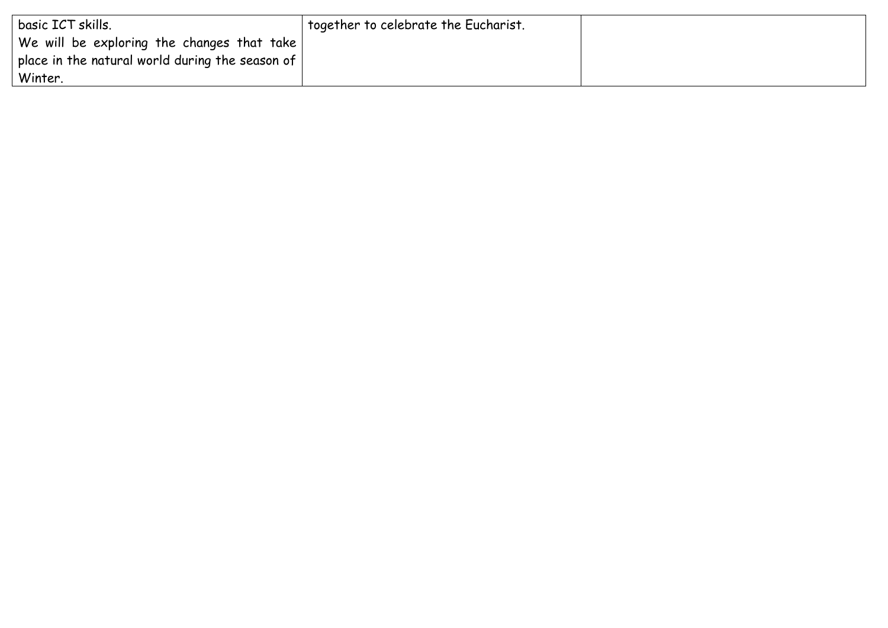| | | |
|---|---|---|
| basic ICT skills.<br>We will be exploring the changes that take place in the natural world during the season of Winter. | together to celebrate the Eucharist. | |